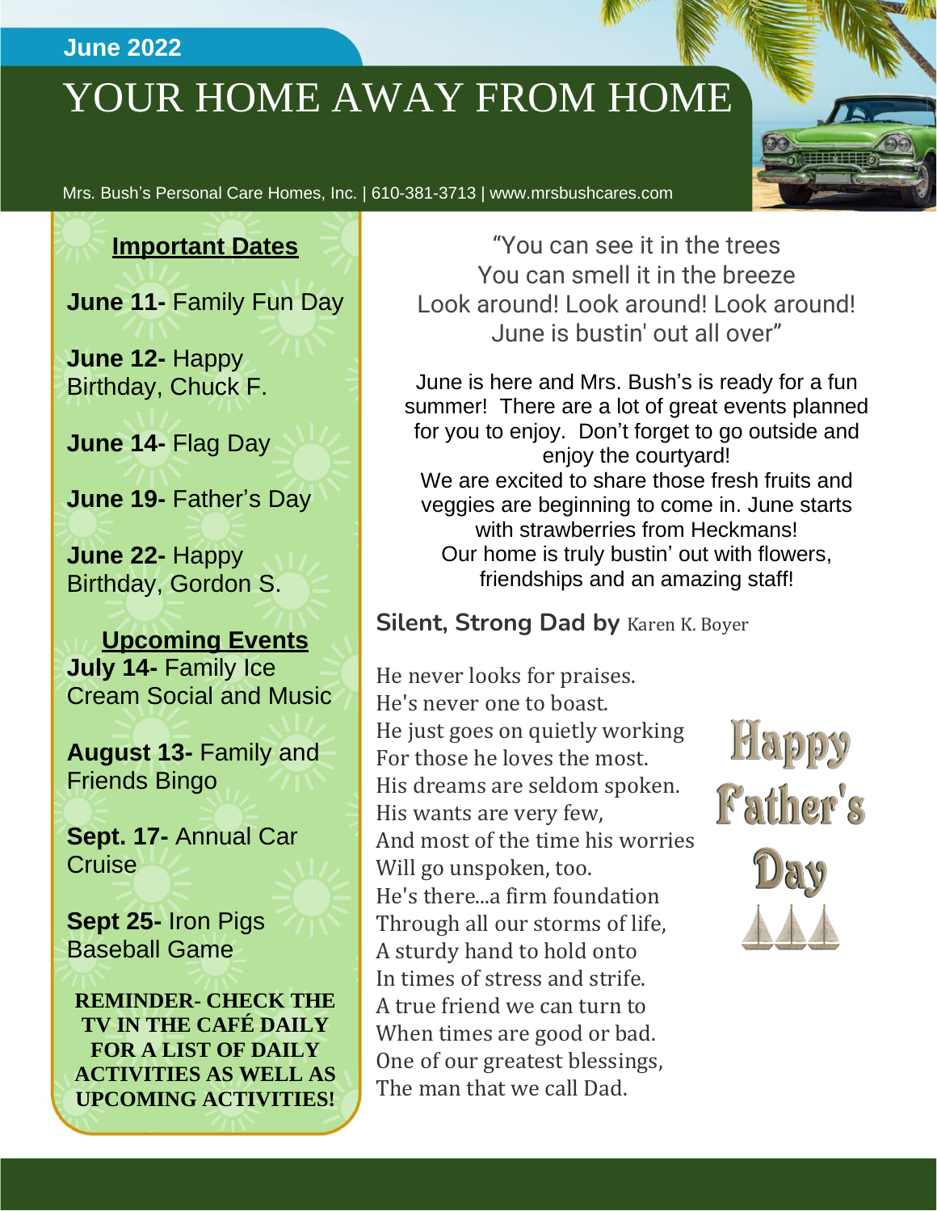June 2022

# YOUR HOME AWAY FROM HOME

Mrs. Bush's Personal Care Homes, Inc. | 610-381-3713 | www.mrsbushcares.com

## Important Dates

**June 11-** Family Fun Day

**June 12-** Happy Birthday, Chuck F.

**June 14-** Flag Day

**June 19-** Father's Day

**June 22-** Happy Birthday, Gordon S.

## Upcoming Events

**July 14-** Family Ice Cream Social and Music

**August 13-** Family and Friends Bingo

**Sept. 17-** Annual Car Cruise

**Sept 25-** Iron Pigs Baseball Game

**REMINDER- CHECK THE TV IN THE CAFÉ DAILY FOR A LIST OF DAILY ACTIVITIES AS WELL AS UPCOMING ACTIVITIES!**

"You can see it in the trees
You can smell it in the breeze
Look around! Look around! Look around!
June is bustin' out all over"

June is here and Mrs. Bush's is ready for a fun summer! There are a lot of great events planned for you to enjoy. Don't forget to go outside and enjoy the courtyard!
We are excited to share those fresh fruits and veggies are beginning to come in. June starts with strawberries from Heckmans!
Our home is truly bustin' out with flowers, friendships and an amazing staff!

### Silent, Strong Dad by Karen K. Boyer

He never looks for praises.
He's never one to boast.
He just goes on quietly working
For those he loves the most.
His dreams are seldom spoken.
His wants are very few,
And most of the time his worries
Will go unspoken, too.
He's there...a firm foundation
Through all our storms of life,
A sturdy hand to hold onto
In times of stress and strife.
A true friend we can turn to
When times are good or bad.
One of our greatest blessings,
The man that we call Dad.

Happy Father's Day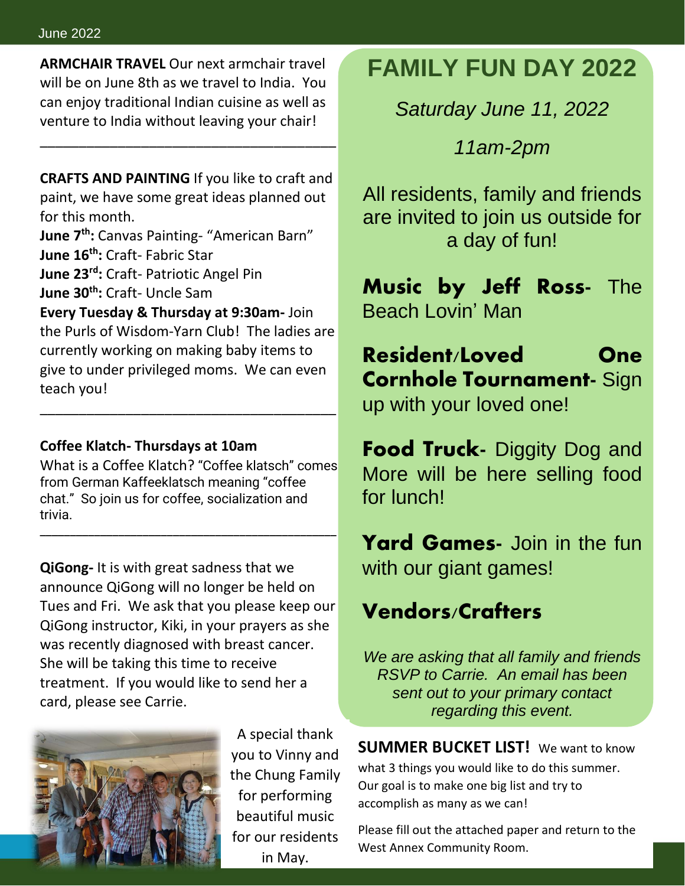**ARMCHAIR TRAVEL** Our next armchair travel will be on June 8th as we travel to India. You can enjoy traditional Indian cuisine as well as venture to India without leaving your chair!

---

**CRAFTS AND PAINTING** If you like to craft and paint, we have some great ideas planned out for this month.

**June 7th:** Canvas Painting- "American Barn"
**June 16th:** Craft- Fabric Star
**June 23rd:** Craft- Patriotic Angel Pin
**June 30th:** Craft- Uncle Sam

**Every Tuesday & Thursday at 9:30am-** Join the Purls of Wisdom-Yarn Club! The ladies are currently working on making baby items to give to under privileged moms. We can even teach you!

---

**Coffee Klatch- Thursdays at 10am**

What is a Coffee Klatch? "Coffee klatsch" comes from German Kaffeeklatsch meaning "coffee chat." So join us for coffee, socialization and trivia.

---

**QiGong-** It is with great sadness that we announce QiGong will no longer be held on Tues and Fri. We ask that you please keep our QiGong instructor, Kiki, in your prayers as she was recently diagnosed with breast cancer. She will be taking this time to receive treatment. If you would like to send her a card, please see Carrie.

A special thank you to Vinny and the Chung Family for performing beautiful music for our residents in May.

# FAMILY FUN DAY 2022

*Saturday June 11, 2022*

*11am-2pm*

All residents, family and friends are invited to join us outside for a day of fun!

**Music by Jeff Ross-** The Beach Lovin' Man

**Resident/Loved One Cornhole Tournament-** Sign up with your loved one!

**Food Truck-** Diggity Dog and More will be here selling food for lunch!

**Yard Games-** Join in the fun with our giant games!

**Vendors/Crafters**

*We are asking that all family and friends RSVP to Carrie. An email has been sent out to your primary contact regarding this event.*

**SUMMER BUCKET LIST!** We want to know what 3 things you would like to do this summer. Our goal is to make one big list and try to accomplish as many as we can!

Please fill out the attached paper and return to the West Annex Community Room.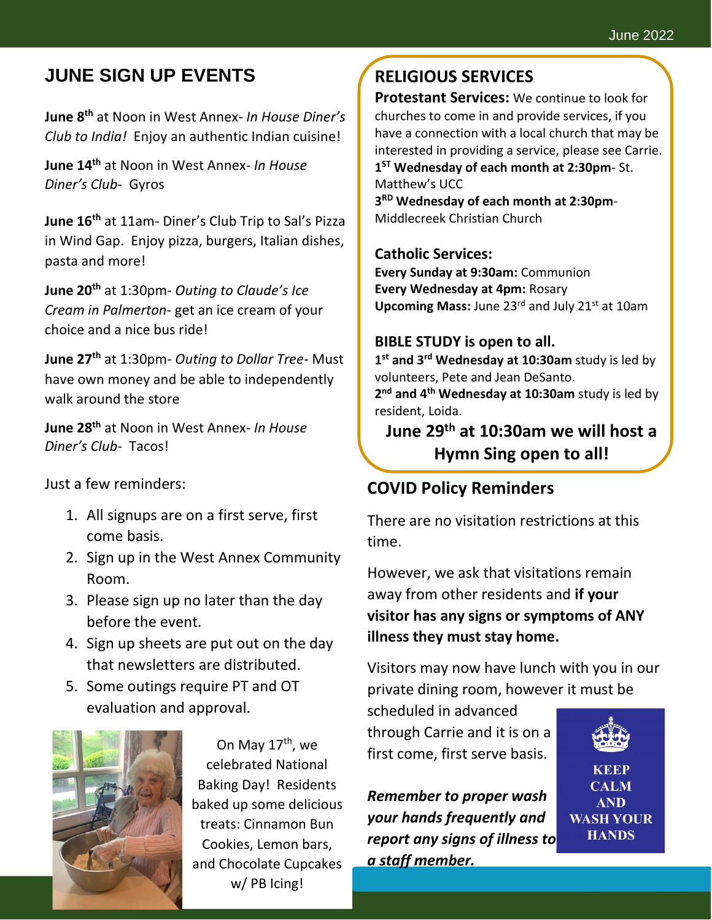## JUNE SIGN UP EVENTS

**June 8th** at Noon in West Annex- *In House Diner's Club to India!* Enjoy an authentic Indian cuisine!

**June 14th** at Noon in West Annex- *In House Diner's Club*- Gyros

**June 16th** at 11am- Diner's Club Trip to Sal's Pizza in Wind Gap. Enjoy pizza, burgers, Italian dishes, pasta and more!

**June 20th** at 1:30pm- *Outing to Claude's Ice Cream in Palmerton*- get an ice cream of your choice and a nice bus ride!

**June 27th** at 1:30pm- *Outing to Dollar Tree*- Must have own money and be able to independently walk around the store

**June 28th** at Noon in West Annex- *In House Diner's Club*- Tacos!

Just a few reminders:

1. All signups are on a first serve, first come basis.
2. Sign up in the West Annex Community Room.
3. Please sign up no later than the day before the event.
4. Sign up sheets are put out on the day that newsletters are distributed.
5. Some outings require PT and OT evaluation and approval.

On May 17th, we celebrated National Baking Day! Residents baked up some delicious treats: Cinnamon Bun Cookies, Lemon bars, and Chocolate Cupcakes w/ PB Icing!

## RELIGIOUS SERVICES

**Protestant Services:** We continue to look for churches to come in and provide services, if you have a connection with a local church that may be interested in providing a service, please see Carrie.

**1ST Wednesday of each month at 2:30pm**- St. Matthew's UCC

**3RD Wednesday of each month at 2:30pm**- Middlecreek Christian Church

**Catholic Services:**

**Every Sunday at 9:30am:** Communion

**Every Wednesday at 4pm:** Rosary

**Upcoming Mass:** June 23rd and July 21st at 10am

**BIBLE STUDY is open to all.**

**1st and 3rd Wednesday at 10:30am** study is led by volunteers, Pete and Jean DeSanto.

**2nd and 4th Wednesday at 10:30am** study is led by resident, Loida.

**June 29th at 10:30am we will host a Hymn Sing open to all!**

## COVID Policy Reminders

There are no visitation restrictions at this time.

However, we ask that visitations remain away from other residents and **if your visitor has any signs or symptoms of ANY illness they must stay home.**

Visitors may now have lunch with you in our private dining room, however it must be scheduled in advanced through Carrie and it is on a first come, first serve basis.

***Remember to proper wash your hands frequently and report any signs of illness to a staff member.***

KEEP CALM AND WASH YOUR HANDS